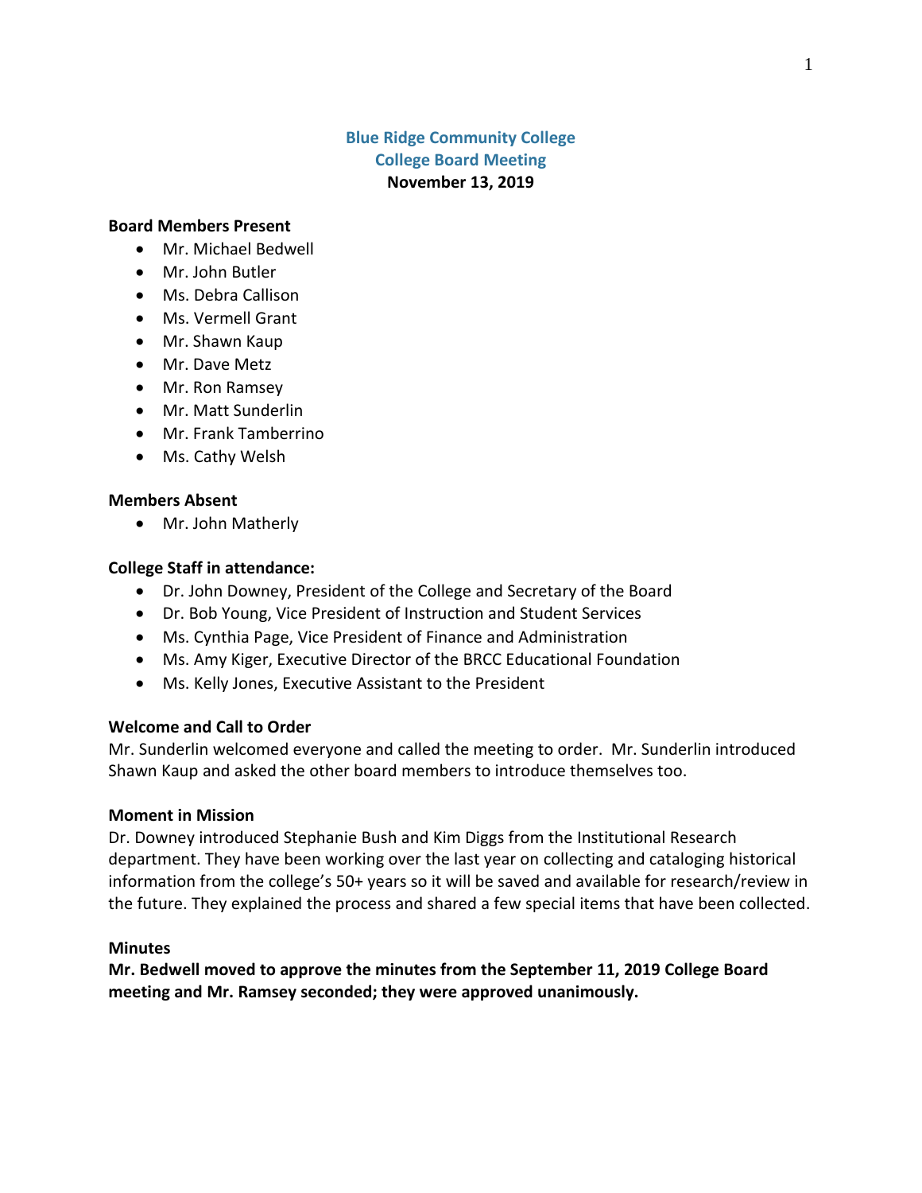# Blue Ridge Community College
## College Board Meeting
**November 13, 2019**

**Board Members Present**

- Mr. Michael Bedwell
- Mr. John Butler
- Ms. Debra Callison
- Ms. Vermell Grant
- Mr. Shawn Kaup
- Mr. Dave Metz
- Mr. Ron Ramsey
- Mr. Matt Sunderlin
- Mr. Frank Tamberrino
- Ms. Cathy Welsh

**Members Absent**

- Mr. John Matherly

**College Staff in attendance:**

- Dr. John Downey, President of the College and Secretary of the Board
- Dr. Bob Young, Vice President of Instruction and Student Services
- Ms. Cynthia Page, Vice President of Finance and Administration
- Ms. Amy Kiger, Executive Director of the BRCC Educational Foundation
- Ms. Kelly Jones, Executive Assistant to the President

**Welcome and Call to Order**

Mr. Sunderlin welcomed everyone and called the meeting to order. Mr. Sunderlin introduced Shawn Kaup and asked the other board members to introduce themselves too.

**Moment in Mission**

Dr. Downey introduced Stephanie Bush and Kim Diggs from the Institutional Research department. They have been working over the last year on collecting and cataloging historical information from the college's 50+ years so it will be saved and available for research/review in the future. They explained the process and shared a few special items that have been collected.

**Minutes**

**Mr. Bedwell moved to approve the minutes from the September 11, 2019 College Board meeting and Mr. Ramsey seconded; they were approved unanimously.**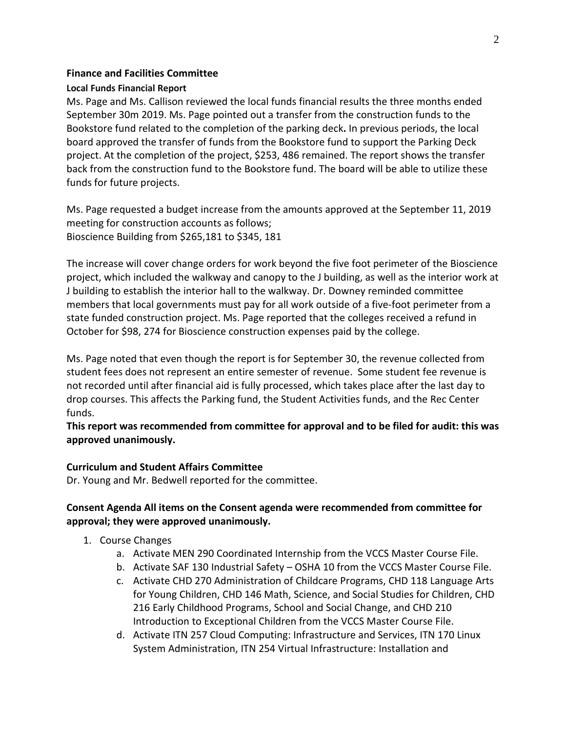## Finance and Facilities Committee

### Local Funds Financial Report

Ms. Page and Ms. Callison reviewed the local funds financial results the three months ended September 30m 2019. Ms. Page pointed out a transfer from the construction funds to the Bookstore fund related to the completion of the parking deck**.** In previous periods, the local board approved the transfer of funds from the Bookstore fund to support the Parking Deck project. At the completion of the project, $253, 486 remained. The report shows the transfer back from the construction fund to the Bookstore fund. The board will be able to utilize these funds for future projects.

Ms. Page requested a budget increase from the amounts approved at the September 11, 2019 meeting for construction accounts as follows;
Bioscience Building from $265,181 to $345, 181

The increase will cover change orders for work beyond the five foot perimeter of the Bioscience project, which included the walkway and canopy to the J building, as well as the interior work at J building to establish the interior hall to the walkway. Dr. Downey reminded committee members that local governments must pay for all work outside of a five-foot perimeter from a state funded construction project. Ms. Page reported that the colleges received a refund in October for $98, 274 for Bioscience construction expenses paid by the college.

Ms. Page noted that even though the report is for September 30, the revenue collected from student fees does not represent an entire semester of revenue. Some student fee revenue is not recorded until after financial aid is fully processed, which takes place after the last day to drop courses. This affects the Parking fund, the Student Activities funds, and the Rec Center funds.

**This report was recommended from committee for approval and to be filed for audit: this was approved unanimously.**

## Curriculum and Student Affairs Committee

Dr. Young and Mr. Bedwell reported for the committee.

**Consent Agenda All items on the Consent agenda were recommended from committee for approval; they were approved unanimously.**

1. Course Changes
    a. Activate MEN 290 Coordinated Internship from the VCCS Master Course File.
    b. Activate SAF 130 Industrial Safety – OSHA 10 from the VCCS Master Course File.
    c. Activate CHD 270 Administration of Childcare Programs, CHD 118 Language Arts for Young Children, CHD 146 Math, Science, and Social Studies for Children, CHD 216 Early Childhood Programs, School and Social Change, and CHD 210 Introduction to Exceptional Children from the VCCS Master Course File.
    d. Activate ITN 257 Cloud Computing: Infrastructure and Services, ITN 170 Linux System Administration, ITN 254 Virtual Infrastructure: Installation and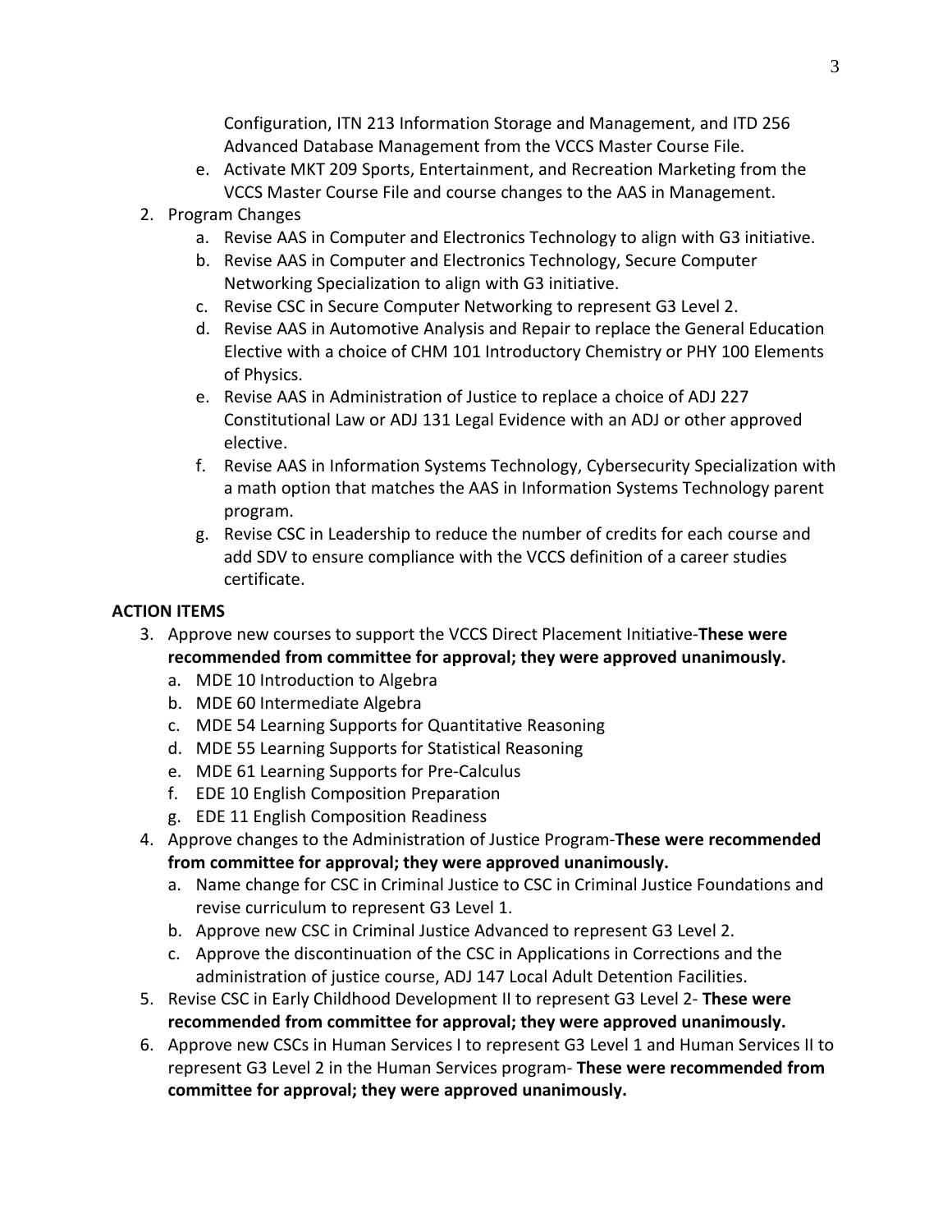Configuration, ITN 213 Information Storage and Management, and ITD 256 Advanced Database Management from the VCCS Master Course File.

   e. Activate MKT 209 Sports, Entertainment, and Recreation Marketing from the VCCS Master Course File and course changes to the AAS in Management.

2. Program Changes
   a. Revise AAS in Computer and Electronics Technology to align with G3 initiative.
   b. Revise AAS in Computer and Electronics Technology, Secure Computer Networking Specialization to align with G3 initiative.
   c. Revise CSC in Secure Computer Networking to represent G3 Level 2.
   d. Revise AAS in Automotive Analysis and Repair to replace the General Education Elective with a choice of CHM 101 Introductory Chemistry or PHY 100 Elements of Physics.
   e. Revise AAS in Administration of Justice to replace a choice of ADJ 227 Constitutional Law or ADJ 131 Legal Evidence with an ADJ or other approved elective.
   f. Revise AAS in Information Systems Technology, Cybersecurity Specialization with a math option that matches the AAS in Information Systems Technology parent program.
   g. Revise CSC in Leadership to reduce the number of credits for each course and add SDV to ensure compliance with the VCCS definition of a career studies certificate.

**ACTION ITEMS**

3. Approve new courses to support the VCCS Direct Placement Initiative-**These were recommended from committee for approval; they were approved unanimously.**
   a. MDE 10 Introduction to Algebra
   b. MDE 60 Intermediate Algebra
   c. MDE 54 Learning Supports for Quantitative Reasoning
   d. MDE 55 Learning Supports for Statistical Reasoning
   e. MDE 61 Learning Supports for Pre-Calculus
   f. EDE 10 English Composition Preparation
   g. EDE 11 English Composition Readiness
4. Approve changes to the Administration of Justice Program-**These were recommended from committee for approval; they were approved unanimously.**
   a. Name change for CSC in Criminal Justice to CSC in Criminal Justice Foundations and revise curriculum to represent G3 Level 1.
   b. Approve new CSC in Criminal Justice Advanced to represent G3 Level 2.
   c. Approve the discontinuation of the CSC in Applications in Corrections and the administration of justice course, ADJ 147 Local Adult Detention Facilities.
5. Revise CSC in Early Childhood Development II to represent G3 Level 2- **These were recommended from committee for approval; they were approved unanimously.**
6. Approve new CSCs in Human Services I to represent G3 Level 1 and Human Services II to represent G3 Level 2 in the Human Services program- **These were recommended from committee for approval; they were approved unanimously.**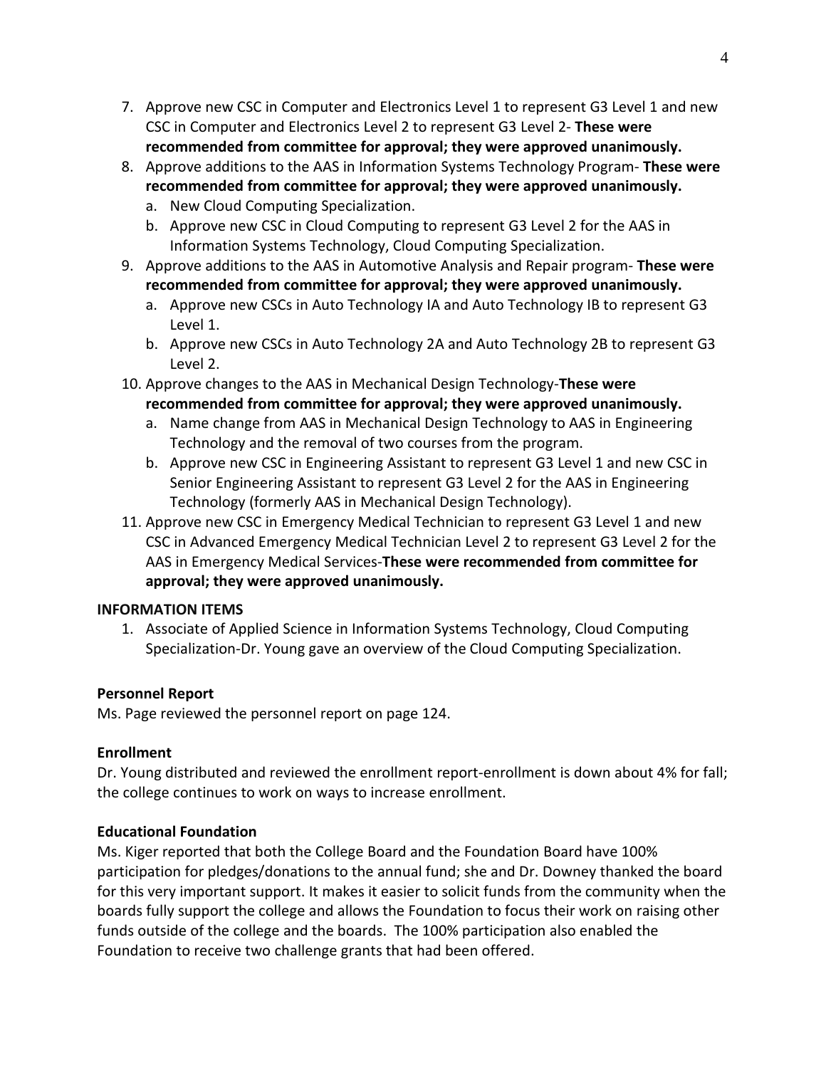7. Approve new CSC in Computer and Electronics Level 1 to represent G3 Level 1 and new CSC in Computer and Electronics Level 2 to represent G3 Level 2- **These were recommended from committee for approval; they were approved unanimously.**
8. Approve additions to the AAS in Information Systems Technology Program- **These were recommended from committee for approval; they were approved unanimously.**
   a. New Cloud Computing Specialization.
   b. Approve new CSC in Cloud Computing to represent G3 Level 2 for the AAS in Information Systems Technology, Cloud Computing Specialization.
9. Approve additions to the AAS in Automotive Analysis and Repair program- **These were recommended from committee for approval; they were approved unanimously.**
   a. Approve new CSCs in Auto Technology IA and Auto Technology IB to represent G3 Level 1.
   b. Approve new CSCs in Auto Technology 2A and Auto Technology 2B to represent G3 Level 2.
10. Approve changes to the AAS in Mechanical Design Technology-**These were recommended from committee for approval; they were approved unanimously.**
    a. Name change from AAS in Mechanical Design Technology to AAS in Engineering Technology and the removal of two courses from the program.
    b. Approve new CSC in Engineering Assistant to represent G3 Level 1 and new CSC in Senior Engineering Assistant to represent G3 Level 2 for the AAS in Engineering Technology (formerly AAS in Mechanical Design Technology).
11. Approve new CSC in Emergency Medical Technician to represent G3 Level 1 and new CSC in Advanced Emergency Medical Technician Level 2 to represent G3 Level 2 for the AAS in Emergency Medical Services-**These were recommended from committee for approval; they were approved unanimously.**

**INFORMATION ITEMS**

1. Associate of Applied Science in Information Systems Technology, Cloud Computing Specialization-Dr. Young gave an overview of the Cloud Computing Specialization.

**Personnel Report**

Ms. Page reviewed the personnel report on page 124.

**Enrollment**

Dr. Young distributed and reviewed the enrollment report-enrollment is down about 4% for fall; the college continues to work on ways to increase enrollment.

**Educational Foundation**

Ms. Kiger reported that both the College Board and the Foundation Board have 100% participation for pledges/donations to the annual fund; she and Dr. Downey thanked the board for this very important support. It makes it easier to solicit funds from the community when the boards fully support the college and allows the Foundation to focus their work on raising other funds outside of the college and the boards. The 100% participation also enabled the Foundation to receive two challenge grants that had been offered.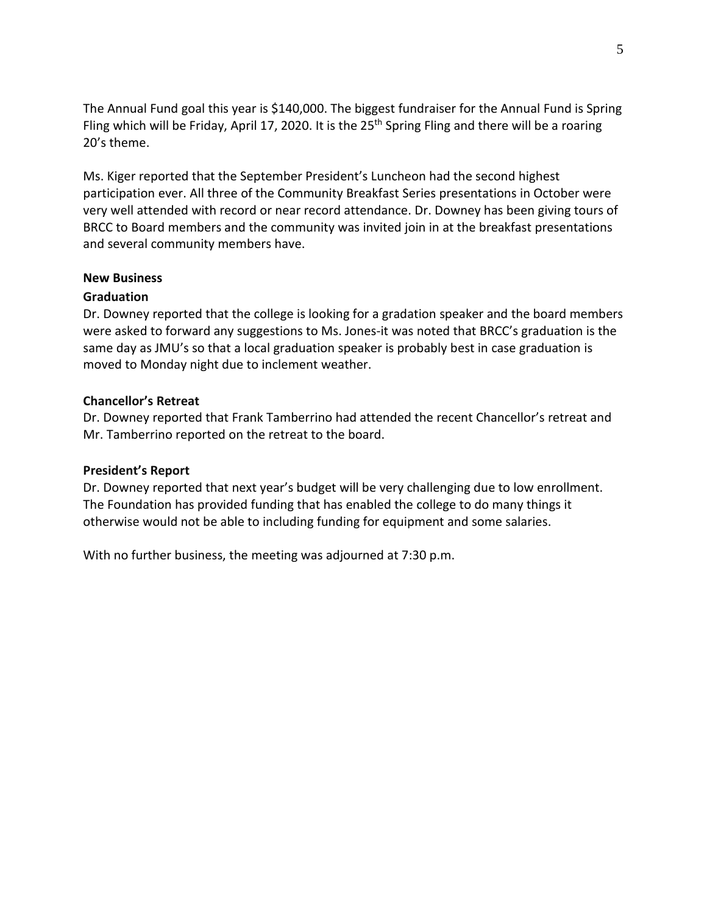The Annual Fund goal this year is $140,000. The biggest fundraiser for the Annual Fund is Spring Fling which will be Friday, April 17, 2020. It is the 25th Spring Fling and there will be a roaring 20's theme.

Ms. Kiger reported that the September President's Luncheon had the second highest participation ever. All three of the Community Breakfast Series presentations in October were very well attended with record or near record attendance. Dr. Downey has been giving tours of BRCC to Board members and the community was invited join in at the breakfast presentations and several community members have.

**New Business**

**Graduation**

Dr. Downey reported that the college is looking for a gradation speaker and the board members were asked to forward any suggestions to Ms. Jones-it was noted that BRCC's graduation is the same day as JMU's so that a local graduation speaker is probably best in case graduation is moved to Monday night due to inclement weather.

**Chancellor's Retreat**

Dr. Downey reported that Frank Tamberrino had attended the recent Chancellor's retreat and Mr. Tamberrino reported on the retreat to the board.

**President's Report**

Dr. Downey reported that next year's budget will be very challenging due to low enrollment. The Foundation has provided funding that has enabled the college to do many things it otherwise would not be able to including funding for equipment and some salaries.

With no further business, the meeting was adjourned at 7:30 p.m.